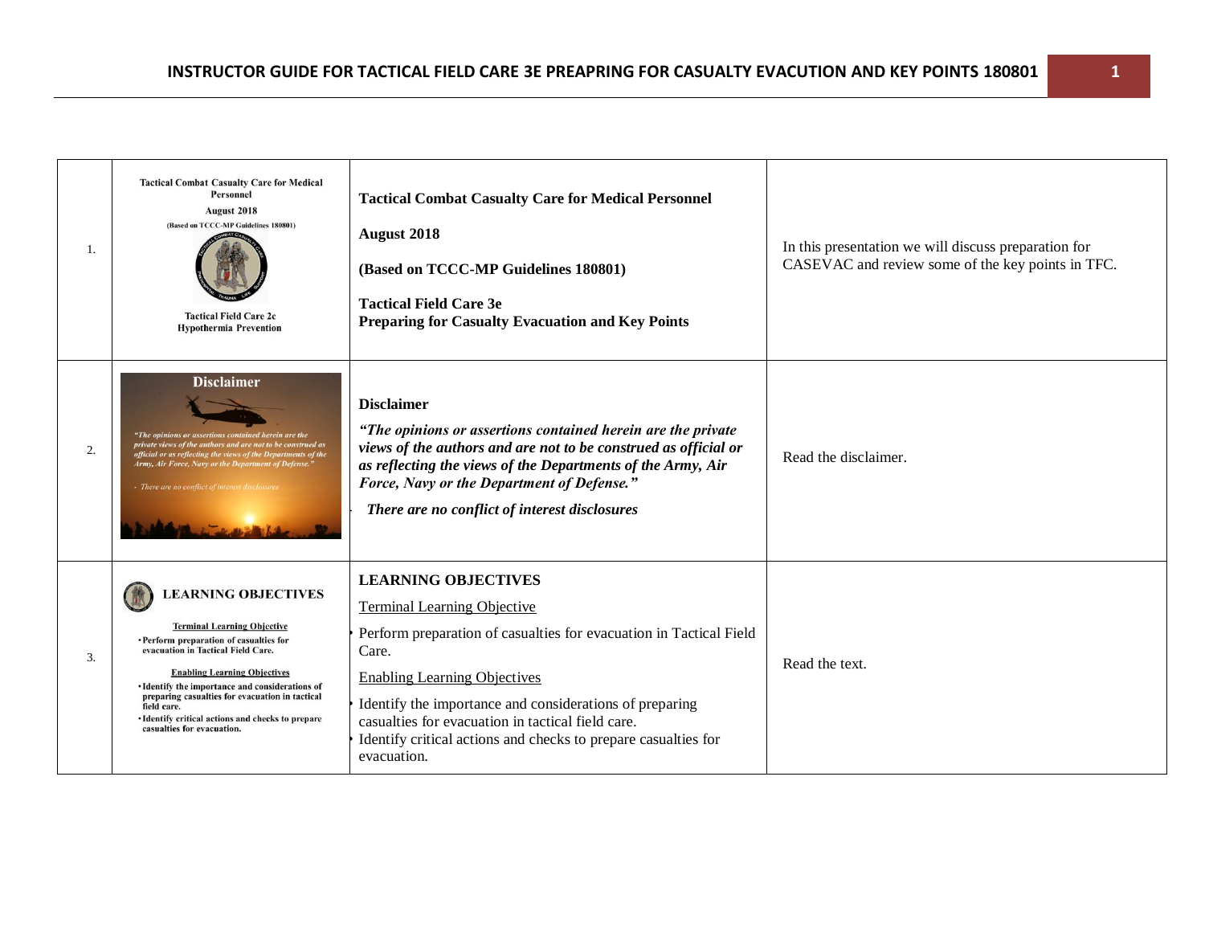| | | | |
|---|---|---|---|
| 1. | Tactical Combat Casualty Care for Medical Personnel<br>August 2018<br>(Based on TCCC-MP Guidelines 180801)<br>Tactical Field Care 2c<br>Hypothermia Prevention | **Tactical Combat Casualty Care for Medical Personnel**<br><br>**August 2018**<br><br>**(Based on TCCC-MP Guidelines 180801)**<br><br>**Tactical Field Care 3e**<br>**Preparing for Casualty Evacuation and Key Points** | In this presentation we will discuss preparation for CASEVAC and review some of the key points in TFC. |
| 2. | Disclaimer<br>"The opinions or assertions contained herein are the private views of the authors and are not to be construed as official or as reflecting the views of the Departments of the Army, Air Force, Navy or the Department of Defense."<br>- There are no conflict of interest disclosures | **Disclaimer**<br><br>***"The opinions or assertions contained herein are the private views of the authors and are not to be construed as official or as reflecting the views of the Departments of the Army, Air Force, Navy or the Department of Defense."***<br><br>- ***There are no conflict of interest disclosures*** | Read the disclaimer. |
| 3. | LEARNING OBJECTIVES<br>Terminal Learning Objective<br>• Perform preparation of casualties for evacuation in Tactical Field Care.<br>Enabling Learning Objectives<br>• Identify the importance and considerations of preparing casualties for evacuation in tactical field care.<br>• Identify critical actions and checks to prepare casualties for evacuation. | **LEARNING OBJECTIVES**<br><br><u>Terminal Learning Objective</u><br><br>• Perform preparation of casualties for evacuation in Tactical Field Care.<br><br><u>Enabling Learning Objectives</u><br><br>• Identify the importance and considerations of preparing casualties for evacuation in tactical field care.<br>• Identify critical actions and checks to prepare casualties for evacuation. | Read the text. |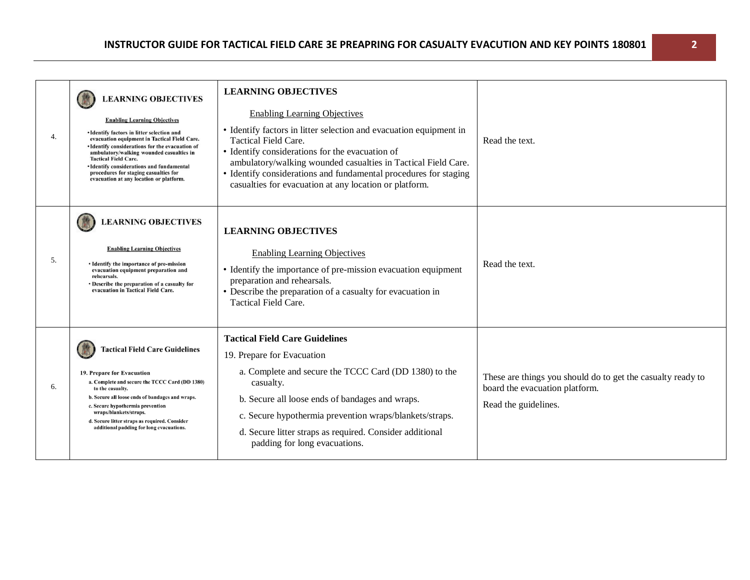| | | | |
|---|---|---|---|
| 4. | **LEARNING OBJECTIVES** <br> Enabling Learning Objectives <br> • Identify factors in litter selection and evacuation equipment in Tactical Field Care. <br> • Identify considerations for the evacuation of ambulatory/walking wounded casualties in Tactical Field Care. <br> • Identify considerations and fundamental procedures for staging casualties for evacuation at any location or platform. | **LEARNING OBJECTIVES** <br> Enabling Learning Objectives <br> • Identify factors in litter selection and evacuation equipment in Tactical Field Care. <br> • Identify considerations for the evacuation of ambulatory/walking wounded casualties in Tactical Field Care. <br> • Identify considerations and fundamental procedures for staging casualties for evacuation at any location or platform. | Read the text. |
| 5. | **LEARNING OBJECTIVES** <br> Enabling Learning Objectives <br> • Identify the importance of pre-mission evacuation equipment preparation and rehearsals. <br> • Describe the preparation of a casualty for evacuation in Tactical Field Care. | **LEARNING OBJECTIVES** <br> Enabling Learning Objectives <br> • Identify the importance of pre-mission evacuation equipment preparation and rehearsals. <br> • Describe the preparation of a casualty for evacuation in Tactical Field Care. | Read the text. |
| 6. | **Tactical Field Care Guidelines** <br> 19. Prepare for Evacuation <br> a. Complete and secure the TCCC Card (DD 1380) to the casualty. <br> b. Secure all loose ends of bandages and wraps. <br> c. Secure hypothermia prevention wraps/blankets/straps. <br> d. Secure litter straps as required. Consider additional padding for long evacuations. | **Tactical Field Care Guidelines** <br> 19. Prepare for Evacuation <br> a. Complete and secure the TCCC Card (DD 1380) to the casualty. <br> b. Secure all loose ends of bandages and wraps. <br> c. Secure hypothermia prevention wraps/blankets/straps. <br> d. Secure litter straps as required. Consider additional padding for long evacuations. | These are things you should do to get the casualty ready to board the evacuation platform. <br> Read the guidelines. |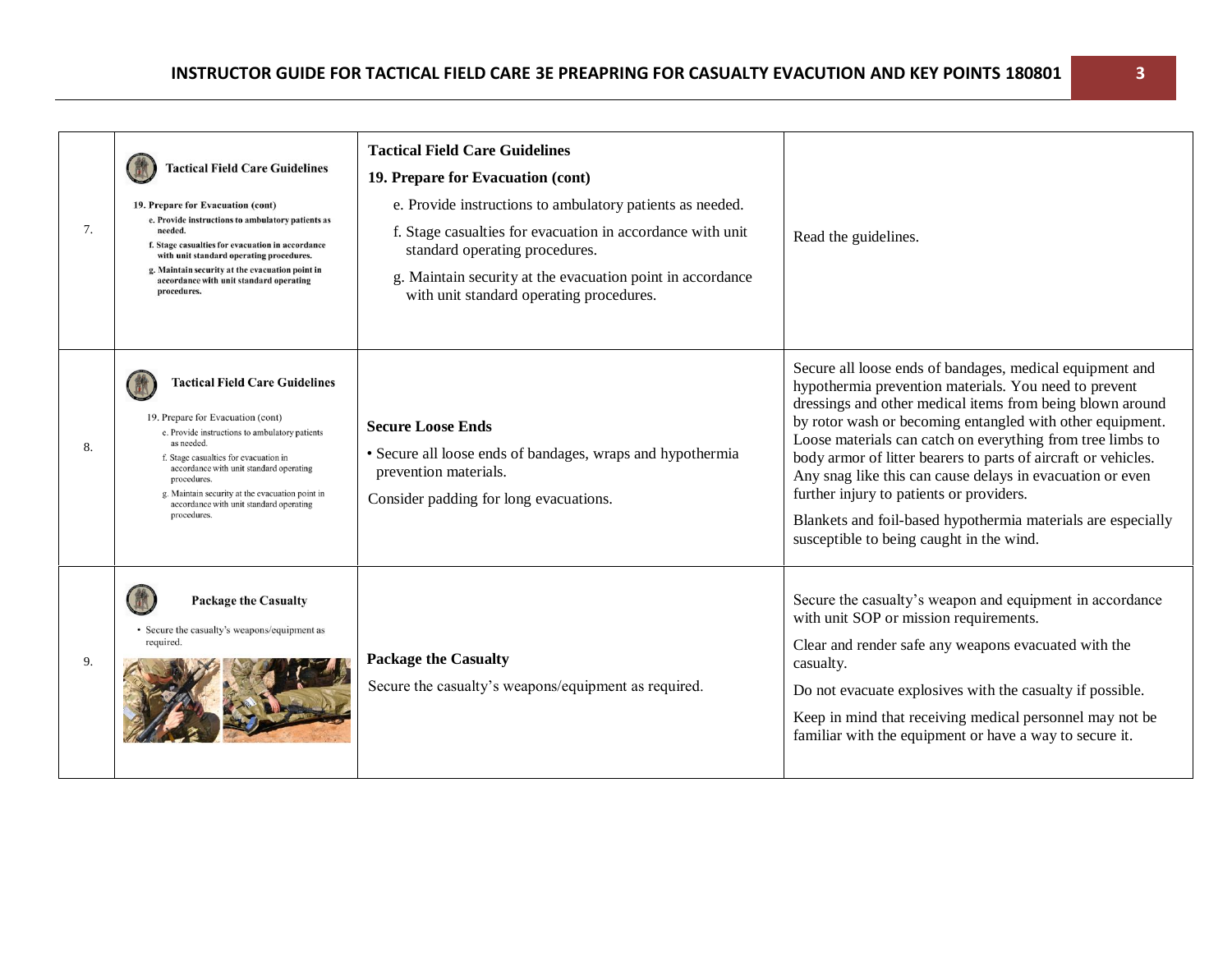| | Slide | Content | Notes |
|---|---|---|---|
| 7. | **Tactical Field Care Guidelines**<br>19. Prepare for Evacuation (cont)<br>e. Provide instructions to ambulatory patients as needed.<br>f. Stage casualties for evacuation in accordance with unit standard operating procedures.<br>g. Maintain security at the evacuation point in accordance with unit standard operating procedures. | **Tactical Field Care Guidelines**<br>**19. Prepare for Evacuation (cont)**<br>e. Provide instructions to ambulatory patients as needed.<br>f. Stage casualties for evacuation in accordance with unit standard operating procedures.<br>g. Maintain security at the evacuation point in accordance with unit standard operating procedures. | Read the guidelines. |
| 8. | **Tactical Field Care Guidelines**<br>19. Prepare for Evacuation (cont)<br>e. Provide instructions to ambulatory patients as needed.<br>f. Stage casualties for evacuation in accordance with unit standard operating procedures.<br>g. Maintain security at the evacuation point in accordance with unit standard operating procedures. | **Secure Loose Ends**<br>• Secure all loose ends of bandages, wraps and hypothermia prevention materials.<br>Consider padding for long evacuations. | Secure all loose ends of bandages, medical equipment and hypothermia prevention materials. You need to prevent dressings and other medical items from being blown around by rotor wash or becoming entangled with other equipment. Loose materials can catch on everything from tree limbs to body armor of litter bearers to parts of aircraft or vehicles. Any snag like this can cause delays in evacuation or even further injury to patients or providers.<br>Blankets and foil-based hypothermia materials are especially susceptible to being caught in the wind. |
| 9. | **Package the Casualty**<br>• Secure the casualty's weapons/equipment as required. | **Package the Casualty**<br>Secure the casualty's weapons/equipment as required. | Secure the casualty's weapon and equipment in accordance with unit SOP or mission requirements.<br>Clear and render safe any weapons evacuated with the casualty.<br>Do not evacuate explosives with the casualty if possible.<br>Keep in mind that receiving medical personnel may not be familiar with the equipment or have a way to secure it. |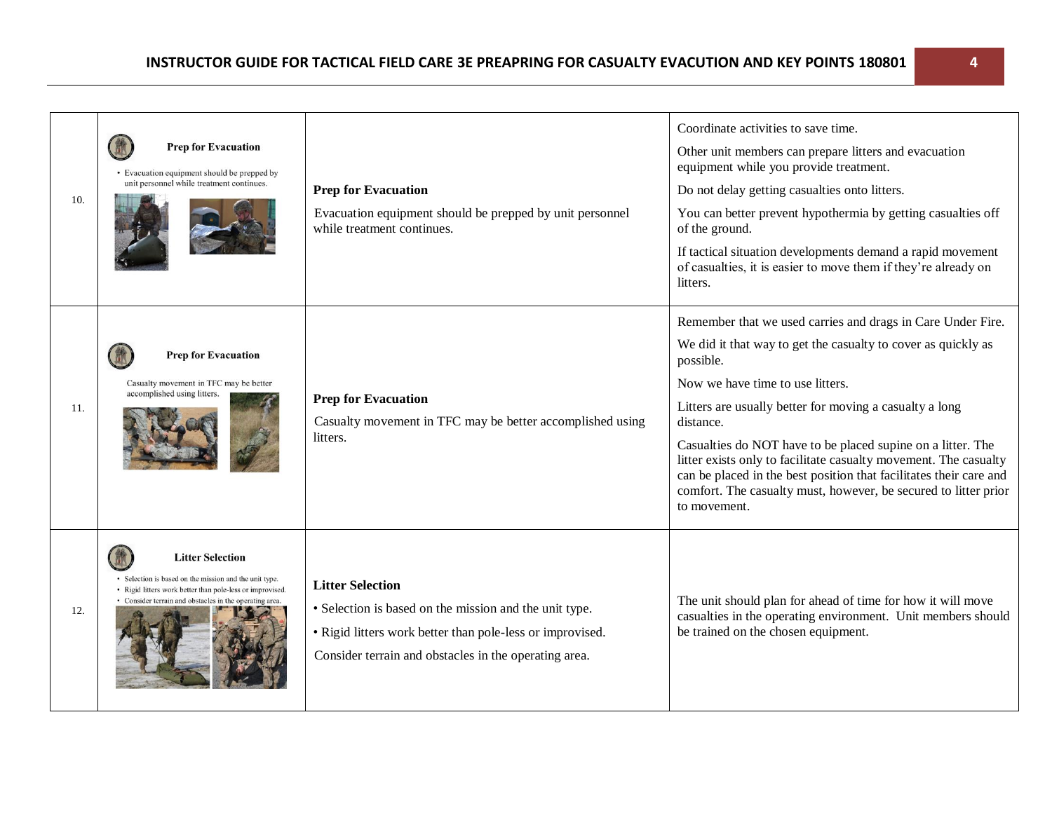| | | | |
|---|---|---|---|
| 10. | **Prep for Evacuation**<br>• Evacuation equipment should be prepped by unit personnel while treatment continues. | **Prep for Evacuation**<br>Evacuation equipment should be prepped by unit personnel while treatment continues. | Coordinate activities to save time.<br>Other unit members can prepare litters and evacuation equipment while you provide treatment.<br>Do not delay getting casualties onto litters.<br>You can better prevent hypothermia by getting casualties off of the ground.<br>If tactical situation developments demand a rapid movement of casualties, it is easier to move them if they're already on litters. |
| 11. | **Prep for Evacuation**<br>Casualty movement in TFC may be better accomplished using litters. | **Prep for Evacuation**<br>Casualty movement in TFC may be better accomplished using litters. | Remember that we used carries and drags in Care Under Fire.<br>We did it that way to get the casualty to cover as quickly as possible.<br>Now we have time to use litters.<br>Litters are usually better for moving a casualty a long distance.<br>Casualties do NOT have to be placed supine on a litter. The litter exists only to facilitate casualty movement. The casualty can be placed in the best position that facilitates their care and comfort. The casualty must, however, be secured to litter prior to movement. |
| 12. | **Litter Selection**<br>• Selection is based on the mission and the unit type.<br>• Rigid litters work better than pole-less or improvised.<br>• Consider terrain and obstacles in the operating area. | **Litter Selection**<br>• Selection is based on the mission and the unit type.<br>• Rigid litters work better than pole-less or improvised.<br>Consider terrain and obstacles in the operating area. | The unit should plan for ahead of time for how it will move casualties in the operating environment. Unit members should be trained on the chosen equipment. |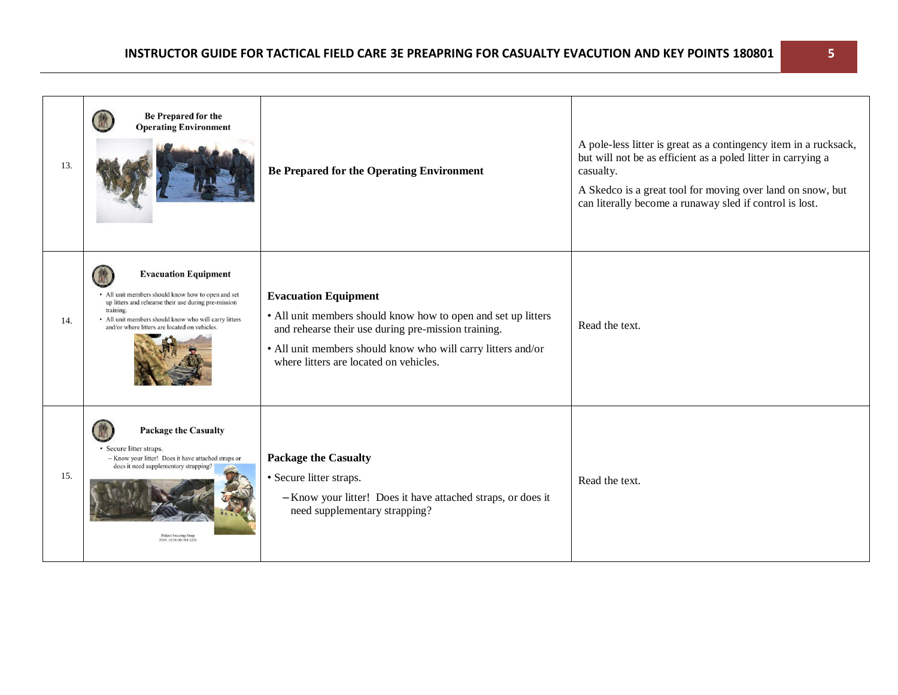| | | | |
|---|---|---|---|
| 13. | **Be Prepared for the Operating Environment** | **Be Prepared for the Operating Environment** | A pole-less litter is great as a contingency item in a rucksack, but will not be as efficient as a poled litter in carrying a casualty.<br><br>A Skedco is a great tool for moving over land on snow, but can literally become a runaway sled if control is lost. |
| 14. | **Evacuation Equipment**<br>• All unit members should know how to open and set up litters and rehearse their use during pre-mission training.<br>• All unit members should know who will carry litters and/or where litters are located on vehicles. | **Evacuation Equipment**<br>• All unit members should know how to open and set up litters and rehearse their use during pre-mission training.<br>• All unit members should know who will carry litters and/or where litters are located on vehicles. | Read the text. |
| 15. | **Package the Casualty**<br>• Secure litter straps.<br>– Know your litter! Does it have attached straps or does it need supplementary strapping?<br>Patient Securing Strap<br>NSN: 6530-00-784-4205 | **Package the Casualty**<br>• Secure litter straps.<br>– Know your litter! Does it have attached straps, or does it need supplementary strapping? | Read the text. |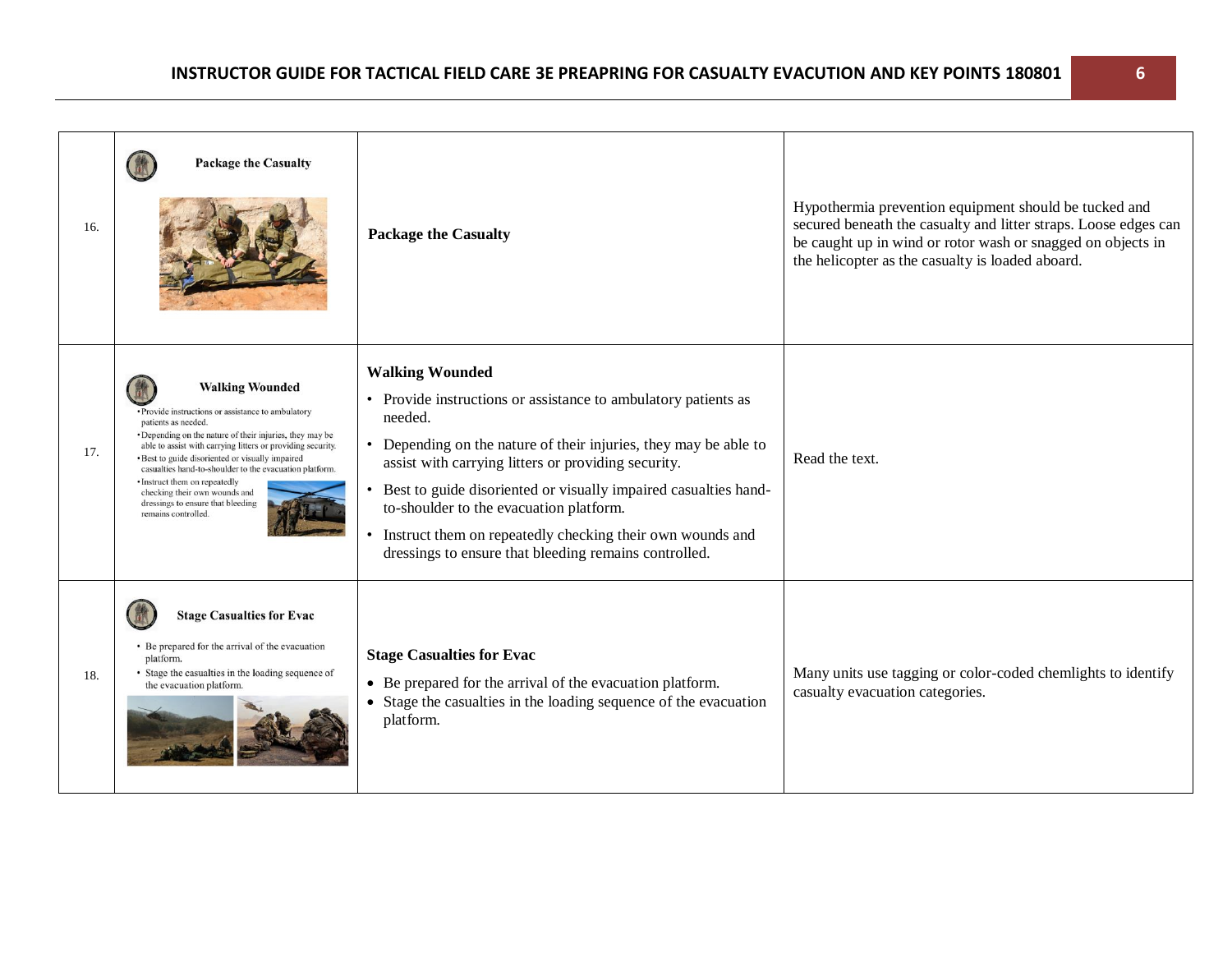| | | | |
|---|---|---|---|
| 16. | **Package the Casualty** | **Package the Casualty** | Hypothermia prevention equipment should be tucked and secured beneath the casualty and litter straps. Loose edges can be caught up in wind or rotor wash or snagged on objects in the helicopter as the casualty is loaded aboard. |
| 17. | **Walking Wounded**<br>• Provide instructions or assistance to ambulatory patients as needed.<br>• Depending on the nature of their injuries, they may be able to assist with carrying litters or providing security.<br>• Best to guide disoriented or visually impaired casualties hand-to-shoulder to the evacuation platform.<br>• Instruct them on repeatedly checking their own wounds and dressings to ensure that bleeding remains controlled. | **Walking Wounded**<br>• Provide instructions or assistance to ambulatory patients as needed.<br>• Depending on the nature of their injuries, they may be able to assist with carrying litters or providing security.<br>• Best to guide disoriented or visually impaired casualties hand-to-shoulder to the evacuation platform.<br>• Instruct them on repeatedly checking their own wounds and dressings to ensure that bleeding remains controlled. | Read the text. |
| 18. | **Stage Casualties for Evac**<br>• Be prepared for the arrival of the evacuation platform.<br>• Stage the casualties in the loading sequence of the evacuation platform. | **Stage Casualties for Evac**<br>• Be prepared for the arrival of the evacuation platform.<br>• Stage the casualties in the loading sequence of the evacuation platform. | Many units use tagging or color-coded chemlights to identify casualty evacuation categories. |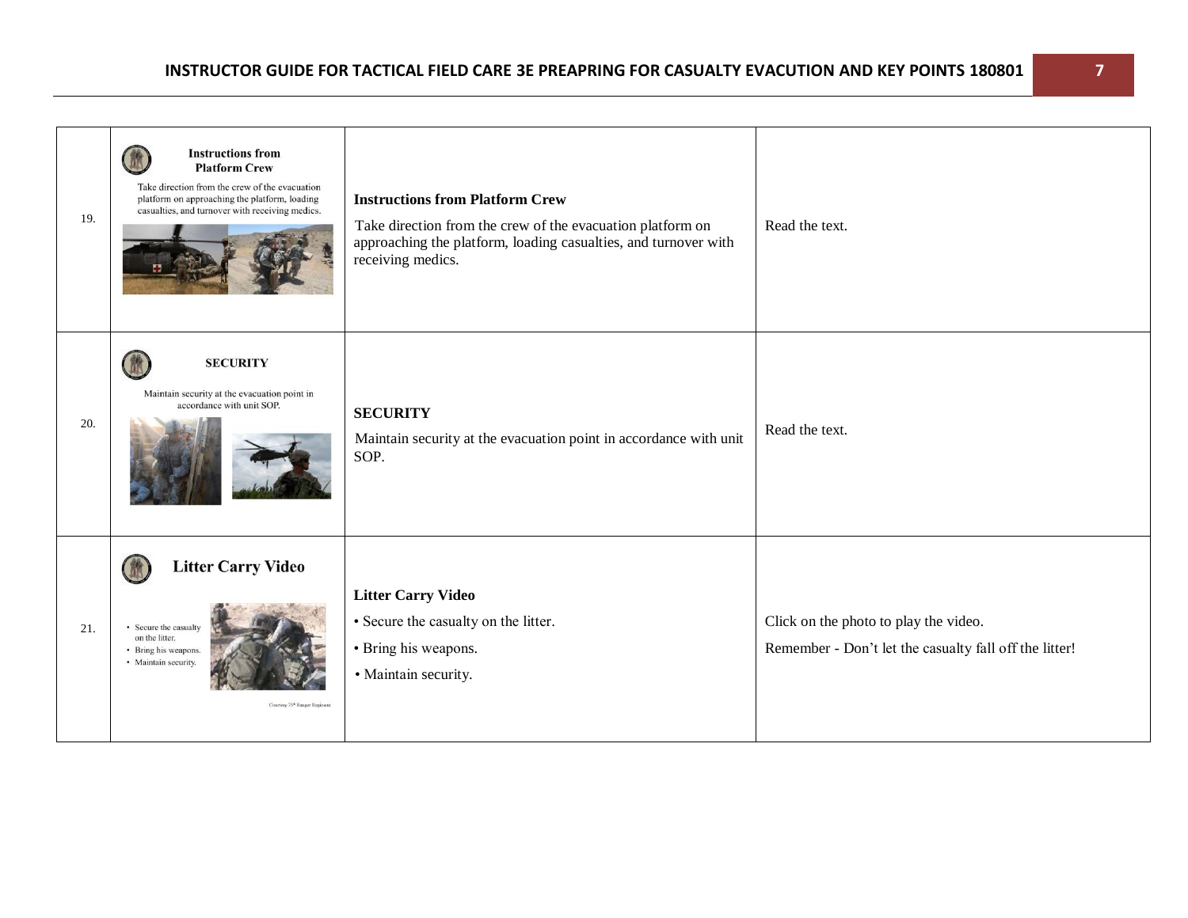| | | | |
|---|---|---|---|
| 19. | **Instructions from Platform Crew** Take direction from the crew of the evacuation platform on approaching the platform, loading casualties, and turnover with receiving medics. | **Instructions from Platform Crew** Take direction from the crew of the evacuation platform on approaching the platform, loading casualties, and turnover with receiving medics. | Read the text. |
| 20. | **SECURITY** Maintain security at the evacuation point in accordance with unit SOP. | **SECURITY** Maintain security at the evacuation point in accordance with unit SOP. | Read the text. |
| 21. | **Litter Carry Video** • Secure the casualty on the litter. • Bring his weapons. • Maintain security. Courtesy 75th Ranger Regiment | **Litter Carry Video** • Secure the casualty on the litter. • Bring his weapons. • Maintain security. | Click on the photo to play the video. Remember - Don't let the casualty fall off the litter! |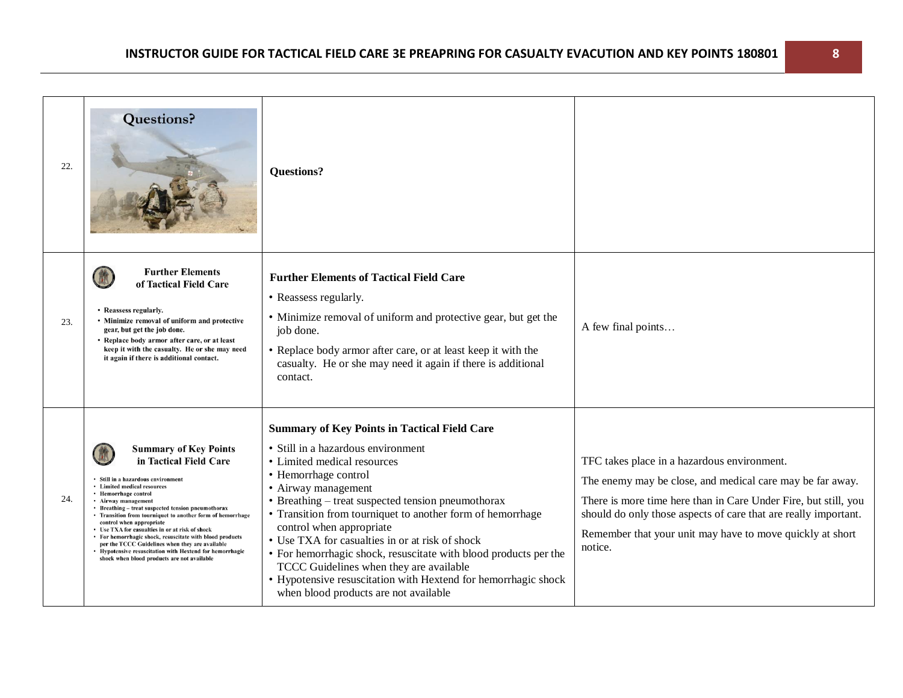| | | | |
|---|---|---|---|
| 22. | Questions? | **Questions?** | |
| 23. | **Further Elements of Tactical Field Care**<br>• Reassess regularly.<br>• Minimize removal of uniform and protective gear, but get the job done.<br>• Replace body armor after care, or at least keep it with the casualty. He or she may need it again if there is additional contact. | **Further Elements of Tactical Field Care**<br>• Reassess regularly.<br>• Minimize removal of uniform and protective gear, but get the job done.<br>• Replace body armor after care, or at least keep it with the casualty. He or she may need it again if there is additional contact. | A few final points… |
| 24. | **Summary of Key Points in Tactical Field Care**<br>• Still in a hazardous environment<br>• Limited medical resources<br>• Hemorrhage control<br>• Airway management<br>• Breathing – treat suspected tension pneumothorax<br>• Transition from tourniquet to another form of hemorrhage control when appropriate<br>• Use TXA for casualties in or at risk of shock<br>• For hemorrhagic shock, resuscitate with blood products per the TCCC Guidelines when they are available<br>• Hypotensive resuscitation with Hextend for hemorrhagic shock when blood products are not available | **Summary of Key Points in Tactical Field Care**<br>• Still in a hazardous environment<br>• Limited medical resources<br>• Hemorrhage control<br>• Airway management<br>• Breathing – treat suspected tension pneumothorax<br>• Transition from tourniquet to another form of hemorrhage control when appropriate<br>• Use TXA for casualties in or at risk of shock<br>• For hemorrhagic shock, resuscitate with blood products per the TCCC Guidelines when they are available<br>• Hypotensive resuscitation with Hextend for hemorrhagic shock when blood products are not available | TFC takes place in a hazardous environment.<br>The enemy may be close, and medical care may be far away.<br>There is more time here than in Care Under Fire, but still, you should do only those aspects of care that are really important.<br>Remember that your unit may have to move quickly at short notice. |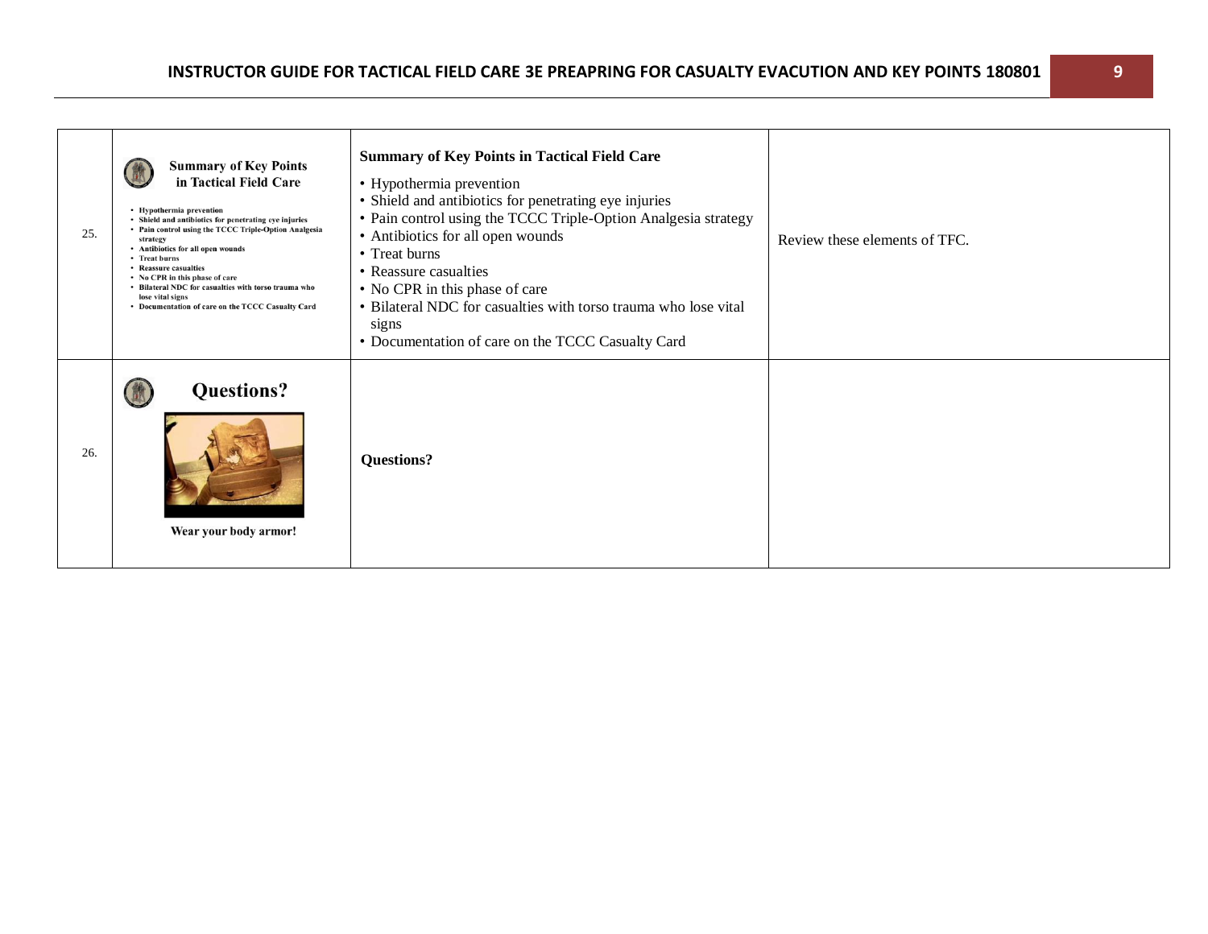| | | | |
|---|---|---|---|
| 25. | **Summary of Key Points in Tactical Field Care**<br>• Hypothermia prevention<br>• Shield and antibiotics for penetrating eye injuries<br>• Pain control using the TCCC Triple-Option Analgesia strategy<br>• Antibiotics for all open wounds<br>• Treat burns<br>• Reassure casualties<br>• No CPR in this phase of care<br>• Bilateral NDC for casualties with torso trauma who lose vital signs<br>• Documentation of care on the TCCC Casualty Card | **Summary of Key Points in Tactical Field Care**<br>• Hypothermia prevention<br>• Shield and antibiotics for penetrating eye injuries<br>• Pain control using the TCCC Triple-Option Analgesia strategy<br>• Antibiotics for all open wounds<br>• Treat burns<br>• Reassure casualties<br>• No CPR in this phase of care<br>• Bilateral NDC for casualties with torso trauma who lose vital signs<br>• Documentation of care on the TCCC Casualty Card | Review these elements of TFC. |
| 26. | **Questions?**<br>Wear your body armor! | **Questions?** | |